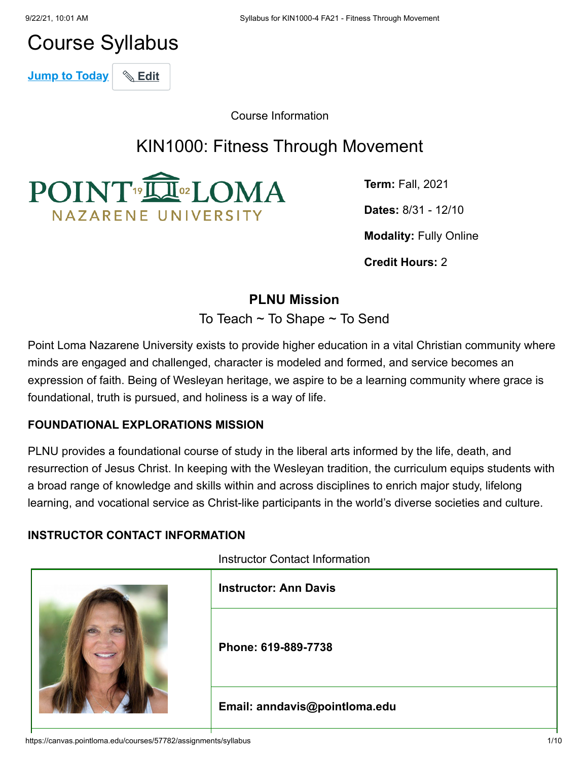# Course Syllabus

Jump to Today | Edit

Course Information

## KIN1000: Fitness Through Movement

**Term:** Fall, 2021

**Dates:** 8/31 - 12/10

**Modality:** Fully Online

**Credit Hours:** 2

### PLNU Mission

To Teach ~ To Shape ~ To Send

Point Loma Nazarene University exists to provide higher education in a vital Christian community where minds are engaged and challenged, character is modeled and formed, and service becomes an expression of faith. Being of Wesleyan heritage, we aspire to be a learning community where grace is foundational, truth is pursued, and holiness is a way of life.

#### FOUNDATIONAL EXPLORATIONS MISSION

PLNU provides a foundational course of study in the liberal arts informed by the life, death, and resurrection of Jesus Christ. In keeping with the Wesleyan tradition, the curriculum equips students with a broad range of knowledge and skills within and across disciplines to enrich major study, lifelong learning, and vocational service as Christ-like participants in the world's diverse societies and culture.

#### INSTRUCTOR CONTACT INFORMATION

Instructor Contact Information

| | |
|---|---|
| | **Instructor: Ann Davis** |
| | **Phone: 619-889-7738** |
| | **Email: anndavis@pointloma.edu** |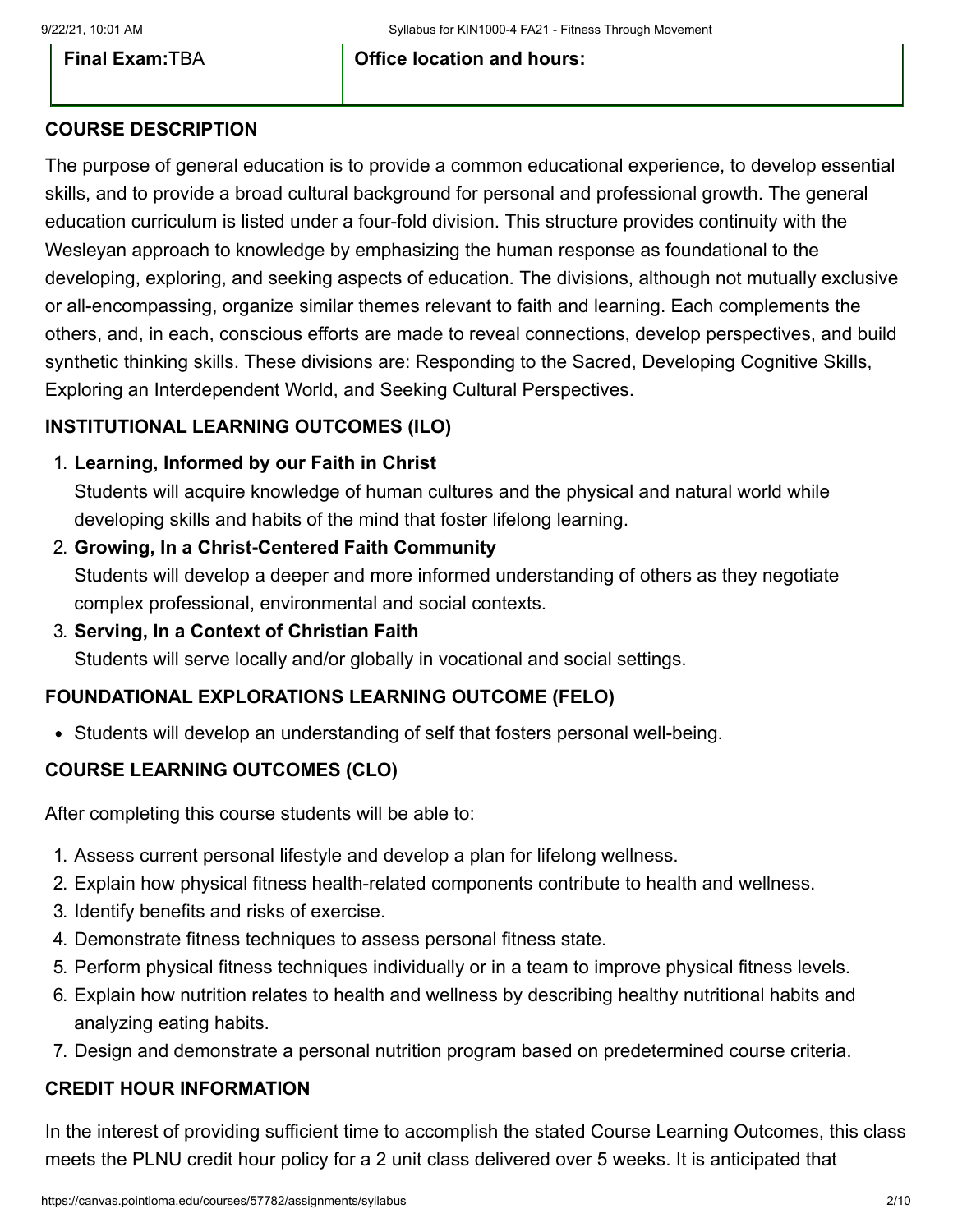| **Final Exam:** TBA | **Office location and hours:** |
|---|---|

## COURSE DESCRIPTION

The purpose of general education is to provide a common educational experience, to develop essential skills, and to provide a broad cultural background for personal and professional growth. The general education curriculum is listed under a four-fold division. This structure provides continuity with the Wesleyan approach to knowledge by emphasizing the human response as foundational to the developing, exploring, and seeking aspects of education. The divisions, although not mutually exclusive or all-encompassing, organize similar themes relevant to faith and learning. Each complements the others, and, in each, conscious efforts are made to reveal connections, develop perspectives, and build synthetic thinking skills. These divisions are: Responding to the Sacred, Developing Cognitive Skills, Exploring an Interdependent World, and Seeking Cultural Perspectives.

## INSTITUTIONAL LEARNING OUTCOMES (ILO)

1. **Learning, Informed by our Faith in Christ**
   Students will acquire knowledge of human cultures and the physical and natural world while developing skills and habits of the mind that foster lifelong learning.
2. **Growing, In a Christ-Centered Faith Community**
   Students will develop a deeper and more informed understanding of others as they negotiate complex professional, environmental and social contexts.
3. **Serving, In a Context of Christian Faith**
   Students will serve locally and/or globally in vocational and social settings.

## FOUNDATIONAL EXPLORATIONS LEARNING OUTCOME (FELO)

- Students will develop an understanding of self that fosters personal well-being.

## COURSE LEARNING OUTCOMES (CLO)

After completing this course students will be able to:

1. Assess current personal lifestyle and develop a plan for lifelong wellness.
2. Explain how physical fitness health-related components contribute to health and wellness.
3. Identify benefits and risks of exercise.
4. Demonstrate fitness techniques to assess personal fitness state.
5. Perform physical fitness techniques individually or in a team to improve physical fitness levels.
6. Explain how nutrition relates to health and wellness by describing healthy nutritional habits and analyzing eating habits.
7. Design and demonstrate a personal nutrition program based on predetermined course criteria.

## CREDIT HOUR INFORMATION

In the interest of providing sufficient time to accomplish the stated Course Learning Outcomes, this class meets the PLNU credit hour policy for a 2 unit class delivered over 5 weeks. It is anticipated that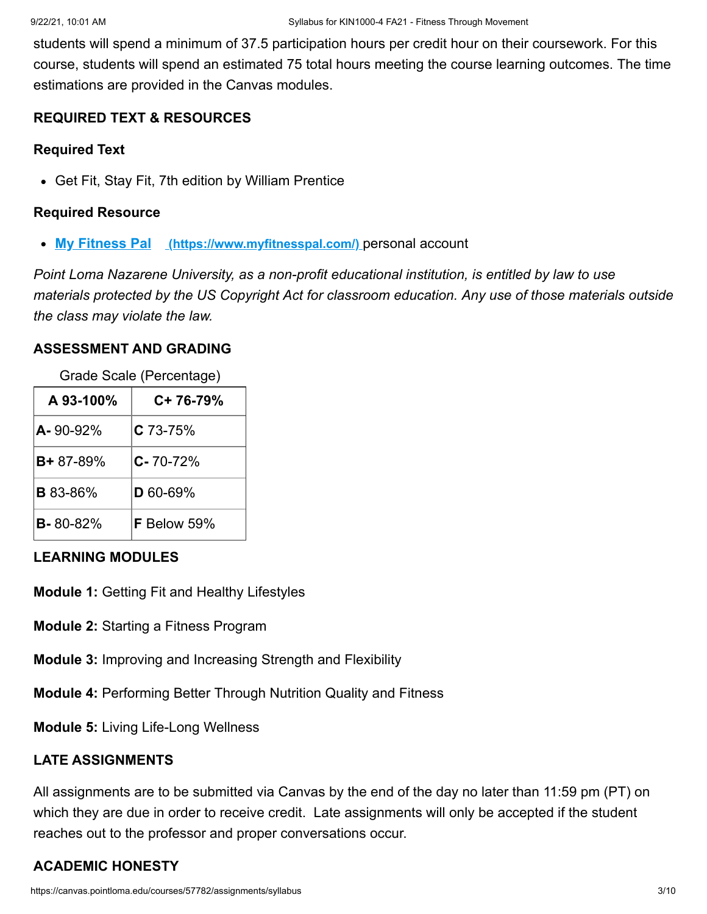students will spend a minimum of 37.5 participation hours per credit hour on their coursework. For this course, students will spend an estimated 75 total hours meeting the course learning outcomes. The time estimations are provided in the Canvas modules.

### REQUIRED TEXT & RESOURCES

#### Required Text

- Get Fit, Stay Fit, 7th edition by William Prentice

#### Required Resource

- **My Fitness Pal** **(https://www.myfitnesspal.com/)** personal account

*Point Loma Nazarene University, as a non-profit educational institution, is entitled by law to use materials protected by the US Copyright Act for classroom education. Any use of those materials outside the class may violate the law.*

### ASSESSMENT AND GRADING

Grade Scale (Percentage)

| A 93-100% | C+ 76-79% |
|---|---|
| **A-** 90-92% | **C** 73-75% |
| **B+** 87-89% | **C-** 70-72% |
| **B** 83-86% | **D** 60-69% |
| **B-** 80-82% | **F** Below 59% |

### LEARNING MODULES

**Module 1:** Getting Fit and Healthy Lifestyles

**Module 2:** Starting a Fitness Program

**Module 3:** Improving and Increasing Strength and Flexibility

**Module 4:** Performing Better Through Nutrition Quality and Fitness

**Module 5:** Living Life-Long Wellness

### LATE ASSIGNMENTS

All assignments are to be submitted via Canvas by the end of the day no later than 11:59 pm (PT) on which they are due in order to receive credit. Late assignments will only be accepted if the student reaches out to the professor and proper conversations occur.

### ACADEMIC HONESTY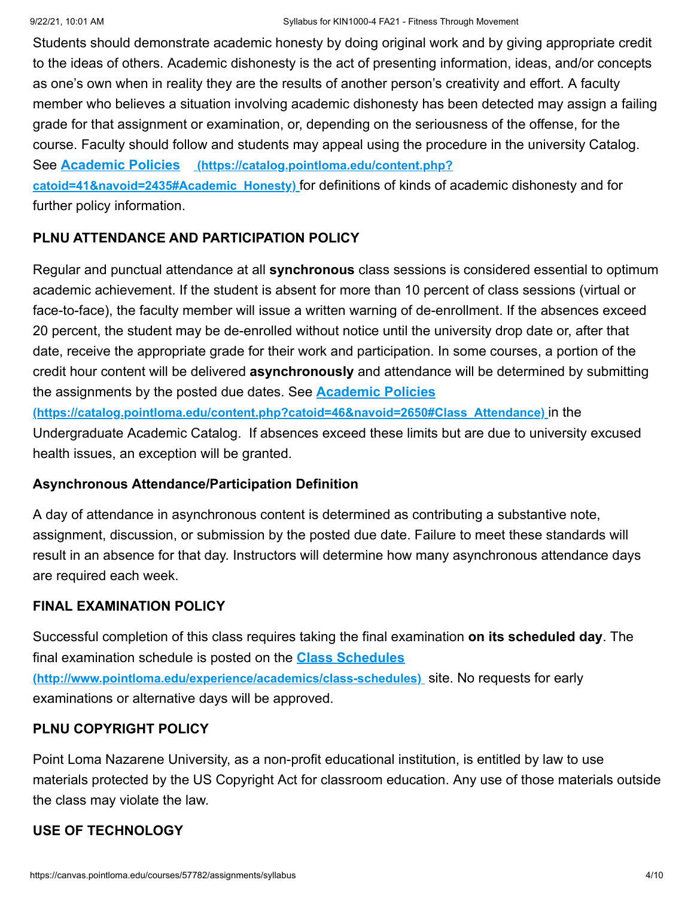Students should demonstrate academic honesty by doing original work and by giving appropriate credit to the ideas of others. Academic dishonesty is the act of presenting information, ideas, and/or concepts as one's own when in reality they are the results of another person's creativity and effort. A faculty member who believes a situation involving academic dishonesty has been detected may assign a failing grade for that assignment or examination, or, depending on the seriousness of the offense, for the course. Faculty should follow and students may appeal using the procedure in the university Catalog. See **[Academic Policies](https://catalog.pointloma.edu/content.php?catoid=41&navoid=2435#Academic_Honesty)** **(https://catalog.pointloma.edu/content.php?catoid=41&navoid=2435#Academic_Honesty)** for definitions of kinds of academic dishonesty and for further policy information.

### PLNU ATTENDANCE AND PARTICIPATION POLICY

Regular and punctual attendance at all **synchronous** class sessions is considered essential to optimum academic achievement. If the student is absent for more than 10 percent of class sessions (virtual or face-to-face), the faculty member will issue a written warning of de-enrollment. If the absences exceed 20 percent, the student may be de-enrolled without notice until the university drop date or, after that date, receive the appropriate grade for their work and participation. In some courses, a portion of the credit hour content will be delivered **asynchronously** and attendance will be determined by submitting the assignments by the posted due dates. See **[Academic Policies](https://catalog.pointloma.edu/content.php?catoid=46&navoid=2650#Class_Attendance)** **(https://catalog.pointloma.edu/content.php?catoid=46&navoid=2650#Class_Attendance)** in the Undergraduate Academic Catalog. If absences exceed these limits but are due to university excused health issues, an exception will be granted.

### Asynchronous Attendance/Participation Definition

A day of attendance in asynchronous content is determined as contributing a substantive note, assignment, discussion, or submission by the posted due date. Failure to meet these standards will result in an absence for that day. Instructors will determine how many asynchronous attendance days are required each week.

### FINAL EXAMINATION POLICY

Successful completion of this class requires taking the final examination **on its scheduled day**. The final examination schedule is posted on the **[Class Schedules](http://www.pointloma.edu/experience/academics/class-schedules)** **(http://www.pointloma.edu/experience/academics/class-schedules)** site. No requests for early examinations or alternative days will be approved.

### PLNU COPYRIGHT POLICY

Point Loma Nazarene University, as a non-profit educational institution, is entitled by law to use materials protected by the US Copyright Act for classroom education. Any use of those materials outside the class may violate the law.

### USE OF TECHNOLOGY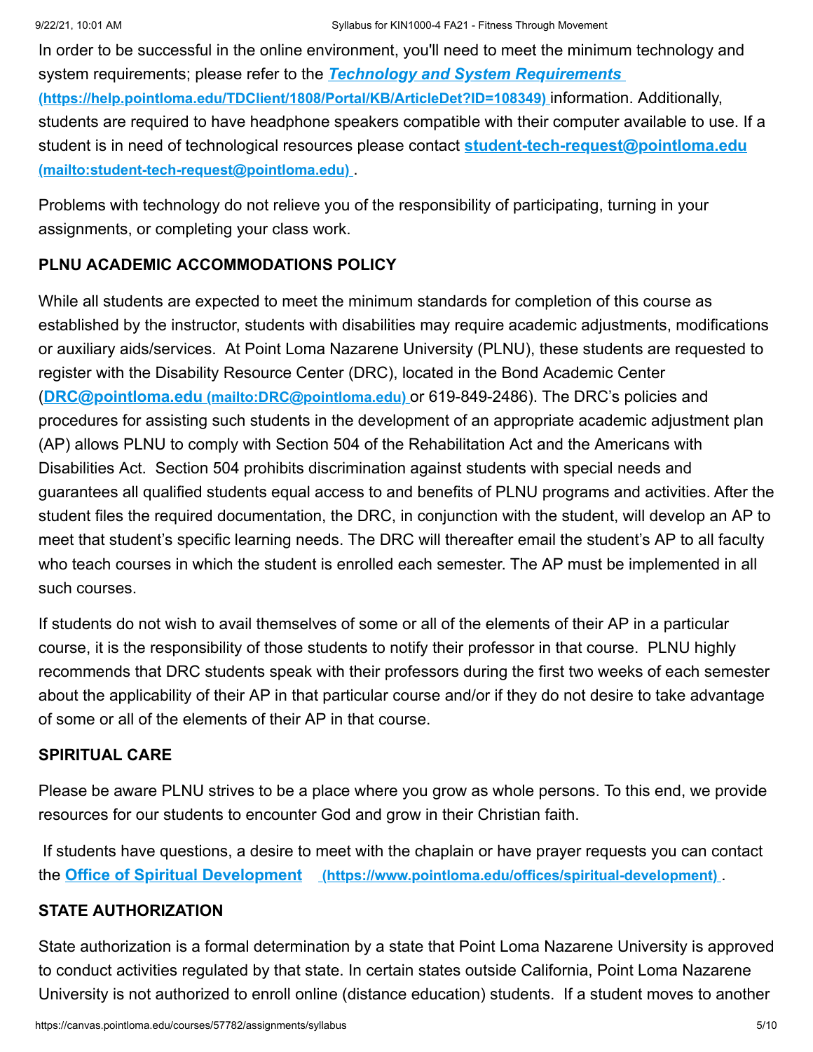In order to be successful in the online environment, you'll need to meet the minimum technology and system requirements; please refer to the ***Technology and System Requirements* (https://help.pointloma.edu/TDClient/1808/Portal/KB/ArticleDet?ID=108349)** information. Additionally, students are required to have headphone speakers compatible with their computer available to use. If a student is in need of technological resources please contact **student-tech-request@pointloma.edu (mailto:student-tech-request@pointloma.edu)** .

Problems with technology do not relieve you of the responsibility of participating, turning in your assignments, or completing your class work.

**PLNU ACADEMIC ACCOMMODATIONS POLICY**

While all students are expected to meet the minimum standards for completion of this course as established by the instructor, students with disabilities may require academic adjustments, modifications or auxiliary aids/services. At Point Loma Nazarene University (PLNU), these students are requested to register with the Disability Resource Center (DRC), located in the Bond Academic Center (**DRC@pointloma.edu (mailto:DRC@pointloma.edu)** or 619-849-2486). The DRC's policies and procedures for assisting such students in the development of an appropriate academic adjustment plan (AP) allows PLNU to comply with Section 504 of the Rehabilitation Act and the Americans with Disabilities Act. Section 504 prohibits discrimination against students with special needs and guarantees all qualified students equal access to and benefits of PLNU programs and activities. After the student files the required documentation, the DRC, in conjunction with the student, will develop an AP to meet that student's specific learning needs. The DRC will thereafter email the student's AP to all faculty who teach courses in which the student is enrolled each semester. The AP must be implemented in all such courses.

If students do not wish to avail themselves of some or all of the elements of their AP in a particular course, it is the responsibility of those students to notify their professor in that course. PLNU highly recommends that DRC students speak with their professors during the first two weeks of each semester about the applicability of their AP in that particular course and/or if they do not desire to take advantage of some or all of the elements of their AP in that course.

**SPIRITUAL CARE**

Please be aware PLNU strives to be a place where you grow as whole persons. To this end, we provide resources for our students to encounter God and grow in their Christian faith.

If students have questions, a desire to meet with the chaplain or have prayer requests you can contact the **Office of Spiritual Development (https://www.pointloma.edu/offices/spiritual-development)** .

**STATE AUTHORIZATION**

State authorization is a formal determination by a state that Point Loma Nazarene University is approved to conduct activities regulated by that state. In certain states outside California, Point Loma Nazarene University is not authorized to enroll online (distance education) students. If a student moves to another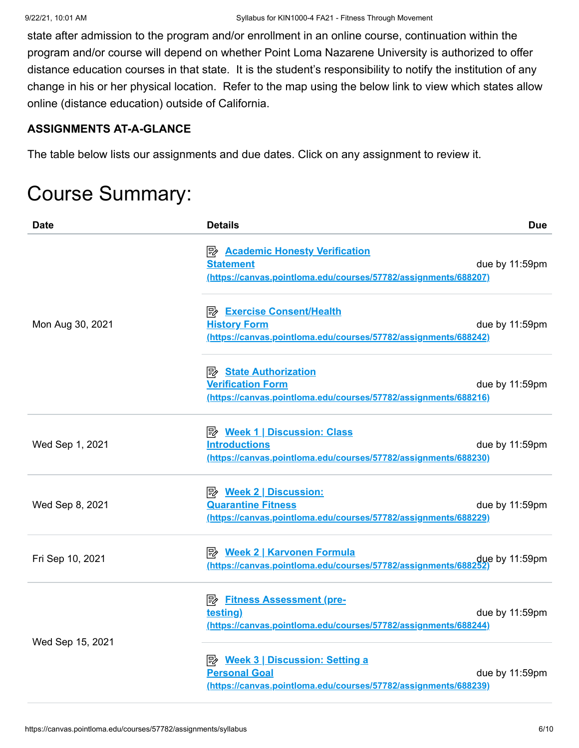state after admission to the program and/or enrollment in an online course, continuation within the program and/or course will depend on whether Point Loma Nazarene University is authorized to offer distance education courses in that state. It is the student's responsibility to notify the institution of any change in his or her physical location. Refer to the map using the below link to view which states allow online (distance education) outside of California.

**ASSIGNMENTS AT-A-GLANCE**

The table below lists our assignments and due dates. Click on any assignment to review it.

# Course Summary:

| Date | Details | Due |
| --- | --- | --- |
| Mon Aug 30, 2021 | **Academic Honesty Verification Statement (https://canvas.pointloma.edu/courses/57782/assignments/688207)** | due by 11:59pm |
| | **Exercise Consent/Health History Form (https://canvas.pointloma.edu/courses/57782/assignments/688242)** | due by 11:59pm |
| | **State Authorization Verification Form (https://canvas.pointloma.edu/courses/57782/assignments/688216)** | due by 11:59pm |
| Wed Sep 1, 2021 | **Week 1 \| Discussion: Class Introductions (https://canvas.pointloma.edu/courses/57782/assignments/688230)** | due by 11:59pm |
| Wed Sep 8, 2021 | **Week 2 \| Discussion: Quarantine Fitness (https://canvas.pointloma.edu/courses/57782/assignments/688229)** | due by 11:59pm |
| Fri Sep 10, 2021 | **Week 2 \| Karvonen Formula (https://canvas.pointloma.edu/courses/57782/assignments/688252)** | due by 11:59pm |
| Wed Sep 15, 2021 | **Fitness Assessment (pre-testing) (https://canvas.pointloma.edu/courses/57782/assignments/688244)** | due by 11:59pm |
| | **Week 3 \| Discussion: Setting a Personal Goal (https://canvas.pointloma.edu/courses/57782/assignments/688239)** | due by 11:59pm |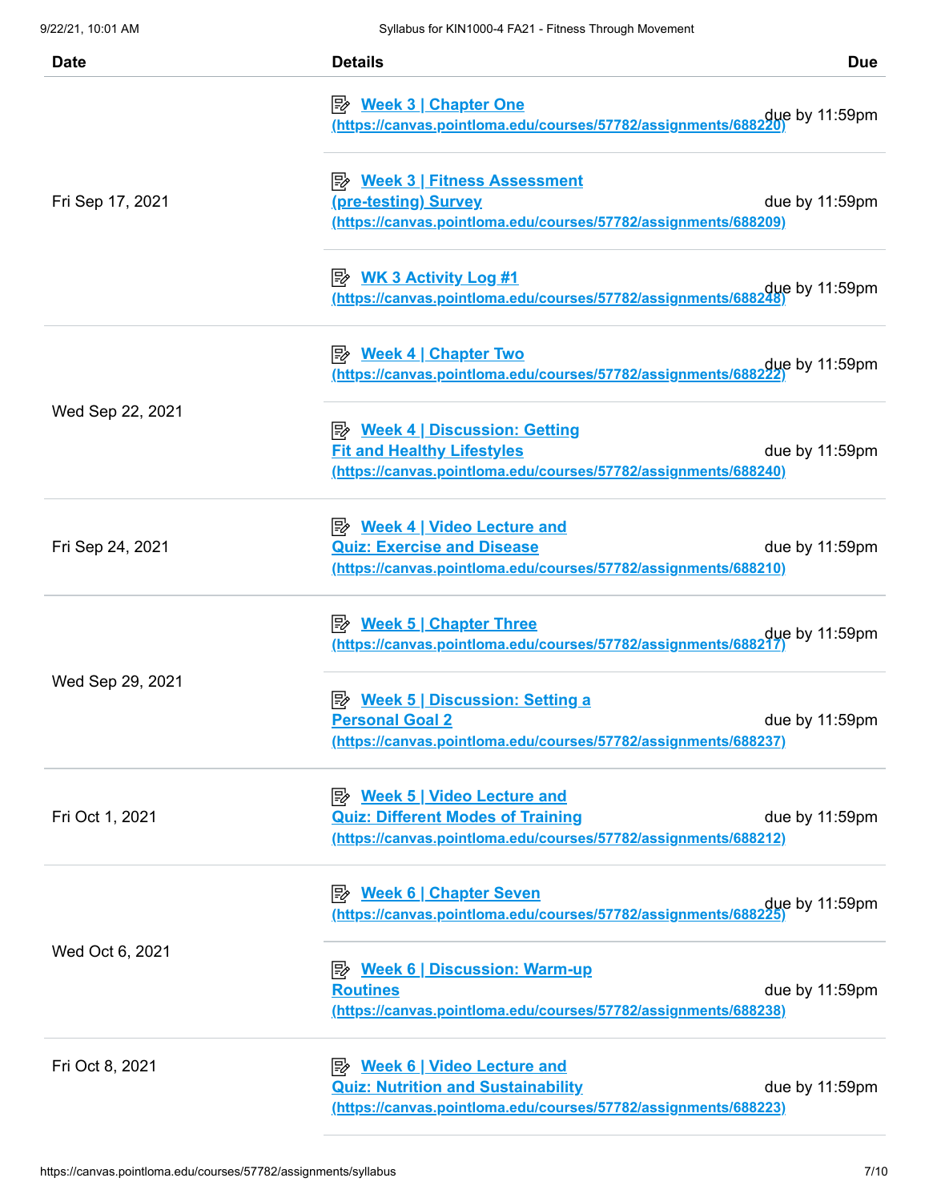| Date | Details | Due |
| --- | --- | --- |
| Fri Sep 17, 2021 | Week 3 \| Chapter One (https://canvas.pointloma.edu/courses/57782/assignments/688220) | due by 11:59pm |
| | Week 3 \| Fitness Assessment (pre-testing) Survey (https://canvas.pointloma.edu/courses/57782/assignments/688209) | due by 11:59pm |
| | WK 3 Activity Log #1 (https://canvas.pointloma.edu/courses/57782/assignments/688248) | due by 11:59pm |
| Wed Sep 22, 2021 | Week 4 \| Chapter Two (https://canvas.pointloma.edu/courses/57782/assignments/688222) | due by 11:59pm |
| | Week 4 \| Discussion: Getting Fit and Healthy Lifestyles (https://canvas.pointloma.edu/courses/57782/assignments/688240) | due by 11:59pm |
| Fri Sep 24, 2021 | Week 4 \| Video Lecture and Quiz: Exercise and Disease (https://canvas.pointloma.edu/courses/57782/assignments/688210) | due by 11:59pm |
| Wed Sep 29, 2021 | Week 5 \| Chapter Three (https://canvas.pointloma.edu/courses/57782/assignments/688217) | due by 11:59pm |
| | Week 5 \| Discussion: Setting a Personal Goal 2 (https://canvas.pointloma.edu/courses/57782/assignments/688237) | due by 11:59pm |
| Fri Oct 1, 2021 | Week 5 \| Video Lecture and Quiz: Different Modes of Training (https://canvas.pointloma.edu/courses/57782/assignments/688212) | due by 11:59pm |
| Wed Oct 6, 2021 | Week 6 \| Chapter Seven (https://canvas.pointloma.edu/courses/57782/assignments/688225) | due by 11:59pm |
| | Week 6 \| Discussion: Warm-up Routines (https://canvas.pointloma.edu/courses/57782/assignments/688238) | due by 11:59pm |
| Fri Oct 8, 2021 | Week 6 \| Video Lecture and Quiz: Nutrition and Sustainability (https://canvas.pointloma.edu/courses/57782/assignments/688223) | due by 11:59pm |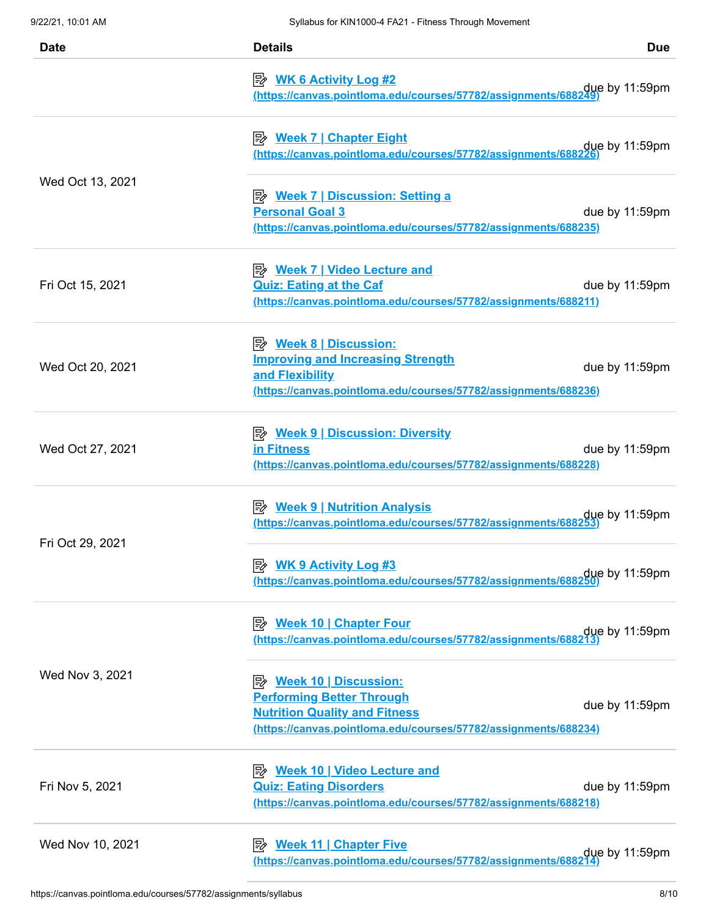| Date | Details | Due |
| --- | --- | --- |
| | [WK 6 Activity Log #2 (https://canvas.pointloma.edu/courses/57782/assignments/688249)](https://canvas.pointloma.edu/courses/57782/assignments/688249) | due by 11:59pm |
| Wed Oct 13, 2021 | [Week 7 \| Chapter Eight (https://canvas.pointloma.edu/courses/57782/assignments/688226)](https://canvas.pointloma.edu/courses/57782/assignments/688226) | due by 11:59pm |
| | [Week 7 \| Discussion: Setting a Personal Goal 3 (https://canvas.pointloma.edu/courses/57782/assignments/688235)](https://canvas.pointloma.edu/courses/57782/assignments/688235) | due by 11:59pm |
| Fri Oct 15, 2021 | [Week 7 \| Video Lecture and Quiz: Eating at the Caf (https://canvas.pointloma.edu/courses/57782/assignments/688211)](https://canvas.pointloma.edu/courses/57782/assignments/688211) | due by 11:59pm |
| Wed Oct 20, 2021 | [Week 8 \| Discussion: Improving and Increasing Strength and Flexibility (https://canvas.pointloma.edu/courses/57782/assignments/688236)](https://canvas.pointloma.edu/courses/57782/assignments/688236) | due by 11:59pm |
| Wed Oct 27, 2021 | [Week 9 \| Discussion: Diversity in Fitness (https://canvas.pointloma.edu/courses/57782/assignments/688228)](https://canvas.pointloma.edu/courses/57782/assignments/688228) | due by 11:59pm |
| Fri Oct 29, 2021 | [Week 9 \| Nutrition Analysis (https://canvas.pointloma.edu/courses/57782/assignments/688253)](https://canvas.pointloma.edu/courses/57782/assignments/688253) | due by 11:59pm |
| | [WK 9 Activity Log #3 (https://canvas.pointloma.edu/courses/57782/assignments/688250)](https://canvas.pointloma.edu/courses/57782/assignments/688250) | due by 11:59pm |
| Wed Nov 3, 2021 | [Week 10 \| Chapter Four (https://canvas.pointloma.edu/courses/57782/assignments/688213)](https://canvas.pointloma.edu/courses/57782/assignments/688213) | due by 11:59pm |
| | [Week 10 \| Discussion: Performing Better Through Nutrition Quality and Fitness (https://canvas.pointloma.edu/courses/57782/assignments/688234)](https://canvas.pointloma.edu/courses/57782/assignments/688234) | due by 11:59pm |
| Fri Nov 5, 2021 | [Week 10 \| Video Lecture and Quiz: Eating Disorders (https://canvas.pointloma.edu/courses/57782/assignments/688218)](https://canvas.pointloma.edu/courses/57782/assignments/688218) | due by 11:59pm |
| Wed Nov 10, 2021 | [Week 11 \| Chapter Five (https://canvas.pointloma.edu/courses/57782/assignments/688214)](https://canvas.pointloma.edu/courses/57782/assignments/688214) | due by 11:59pm |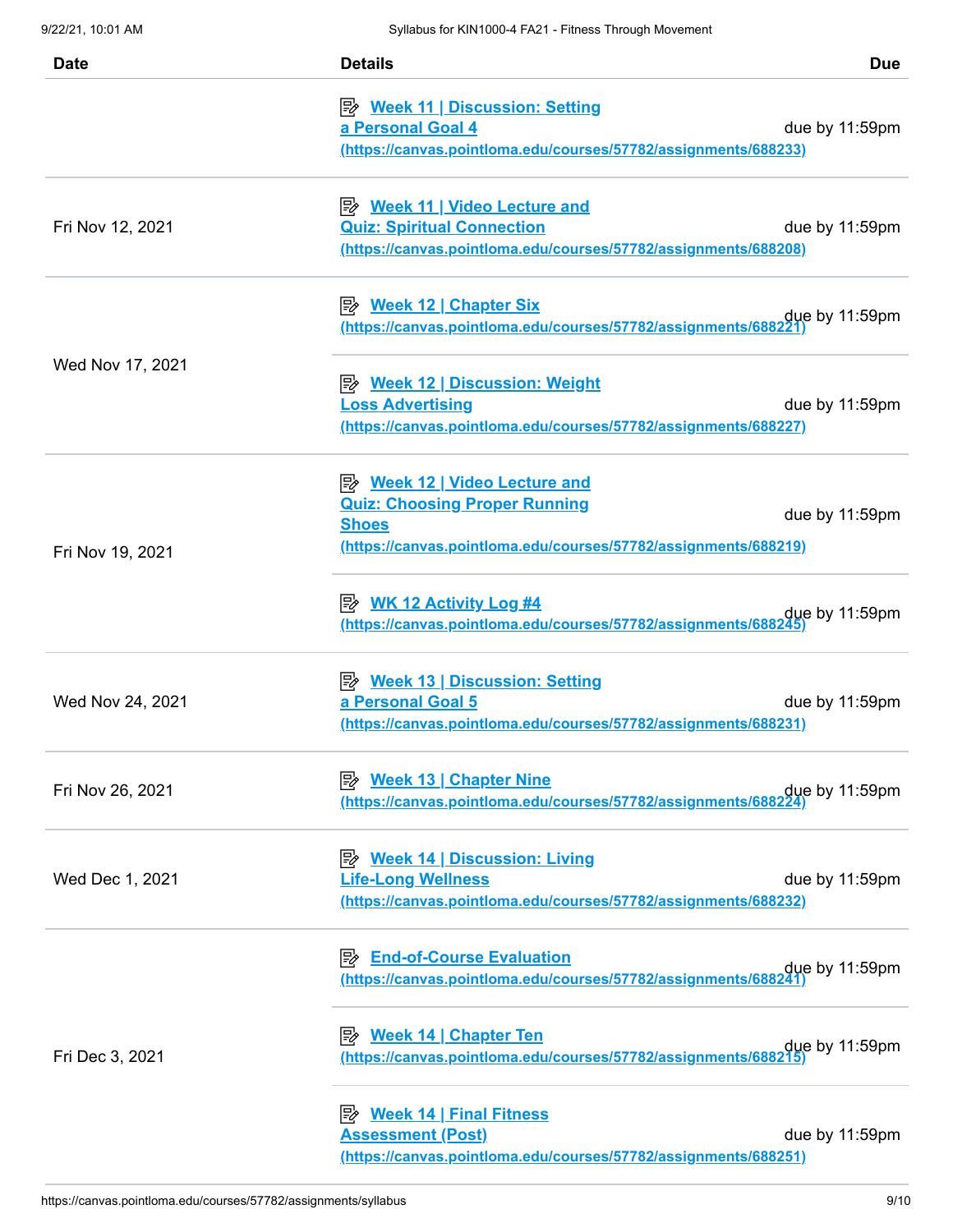| Date | Details | Due |
| --- | --- | --- |
| | [Week 11 \| Discussion: Setting a Personal Goal 4 (https://canvas.pointloma.edu/courses/57782/assignments/688233)](https://canvas.pointloma.edu/courses/57782/assignments/688233) | due by 11:59pm |
| Fri Nov 12, 2021 | [Week 11 \| Video Lecture and Quiz: Spiritual Connection (https://canvas.pointloma.edu/courses/57782/assignments/688208)](https://canvas.pointloma.edu/courses/57782/assignments/688208) | due by 11:59pm |
| Wed Nov 17, 2021 | [Week 12 \| Chapter Six (https://canvas.pointloma.edu/courses/57782/assignments/688221)](https://canvas.pointloma.edu/courses/57782/assignments/688221) | due by 11:59pm |
| | [Week 12 \| Discussion: Weight Loss Advertising (https://canvas.pointloma.edu/courses/57782/assignments/688227)](https://canvas.pointloma.edu/courses/57782/assignments/688227) | due by 11:59pm |
| Fri Nov 19, 2021 | [Week 12 \| Video Lecture and Quiz: Choosing Proper Running Shoes (https://canvas.pointloma.edu/courses/57782/assignments/688219)](https://canvas.pointloma.edu/courses/57782/assignments/688219) | due by 11:59pm |
| | [WK 12 Activity Log #4 (https://canvas.pointloma.edu/courses/57782/assignments/688245)](https://canvas.pointloma.edu/courses/57782/assignments/688245) | due by 11:59pm |
| Wed Nov 24, 2021 | [Week 13 \| Discussion: Setting a Personal Goal 5 (https://canvas.pointloma.edu/courses/57782/assignments/688231)](https://canvas.pointloma.edu/courses/57782/assignments/688231) | due by 11:59pm |
| Fri Nov 26, 2021 | [Week 13 \| Chapter Nine (https://canvas.pointloma.edu/courses/57782/assignments/688224)](https://canvas.pointloma.edu/courses/57782/assignments/688224) | due by 11:59pm |
| Wed Dec 1, 2021 | [Week 14 \| Discussion: Living Life-Long Wellness (https://canvas.pointloma.edu/courses/57782/assignments/688232)](https://canvas.pointloma.edu/courses/57782/assignments/688232) | due by 11:59pm |
| Fri Dec 3, 2021 | [End-of-Course Evaluation (https://canvas.pointloma.edu/courses/57782/assignments/688241)](https://canvas.pointloma.edu/courses/57782/assignments/688241) | due by 11:59pm |
| | [Week 14 \| Chapter Ten (https://canvas.pointloma.edu/courses/57782/assignments/688215)](https://canvas.pointloma.edu/courses/57782/assignments/688215) | due by 11:59pm |
| | [Week 14 \| Final Fitness Assessment (Post) (https://canvas.pointloma.edu/courses/57782/assignments/688251)](https://canvas.pointloma.edu/courses/57782/assignments/688251) | due by 11:59pm |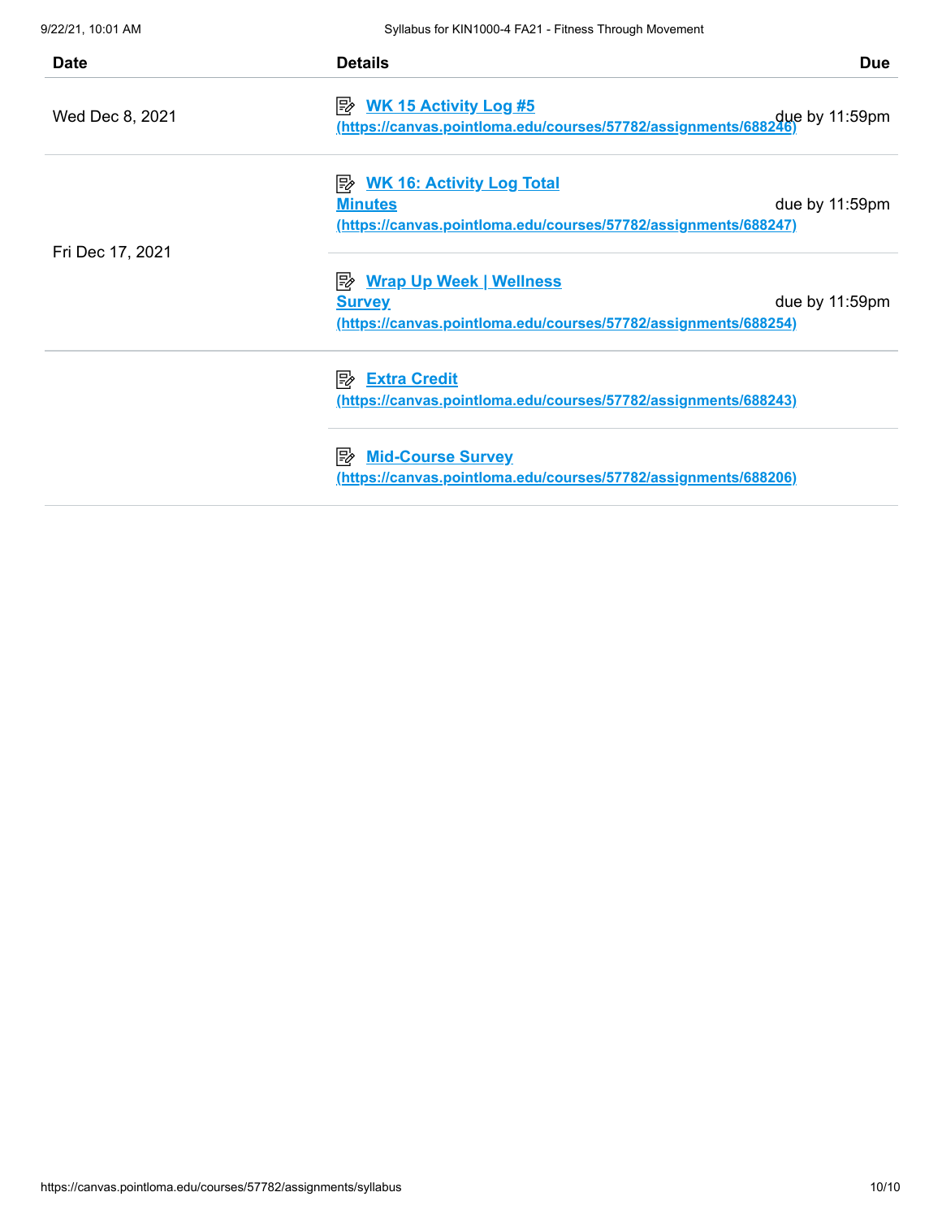| Date | Details | Due |
| --- | --- | --- |
| Wed Dec 8, 2021 | WK 15 Activity Log #5 (https://canvas.pointloma.edu/courses/57782/assignments/688246) | due by 11:59pm |
| Fri Dec 17, 2021 | WK 16: Activity Log Total Minutes (https://canvas.pointloma.edu/courses/57782/assignments/688247) | due by 11:59pm |
| | Wrap Up Week \| Wellness Survey (https://canvas.pointloma.edu/courses/57782/assignments/688254) | due by 11:59pm |
| | Extra Credit (https://canvas.pointloma.edu/courses/57782/assignments/688243) | |
| | Mid-Course Survey (https://canvas.pointloma.edu/courses/57782/assignments/688206) | |